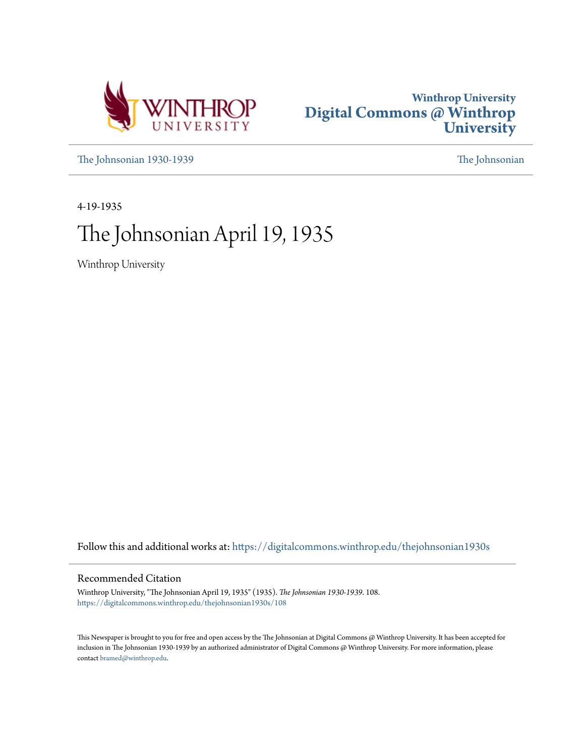Winthrop University
Digital Commons @ Winthrop University

The Johnsonian 1930-1939 | The Johnsonian

4-19-1935

# The Johnsonian April 19, 1935

Winthrop University

Follow this and additional works at: https://digitalcommons.winthrop.edu/thejohnsonian1930s

## Recommended Citation

Winthrop University, "The Johnsonian April 19, 1935" (1935). *The Johnsonian 1930-1939*. 108.
https://digitalcommons.winthrop.edu/thejohnsonian1930s/108

This Newspaper is brought to you for free and open access by the The Johnsonian at Digital Commons @ Winthrop University. It has been accepted for inclusion in The Johnsonian 1930-1939 by an authorized administrator of Digital Commons @ Winthrop University. For more information, please contact bramed@winthrop.edu.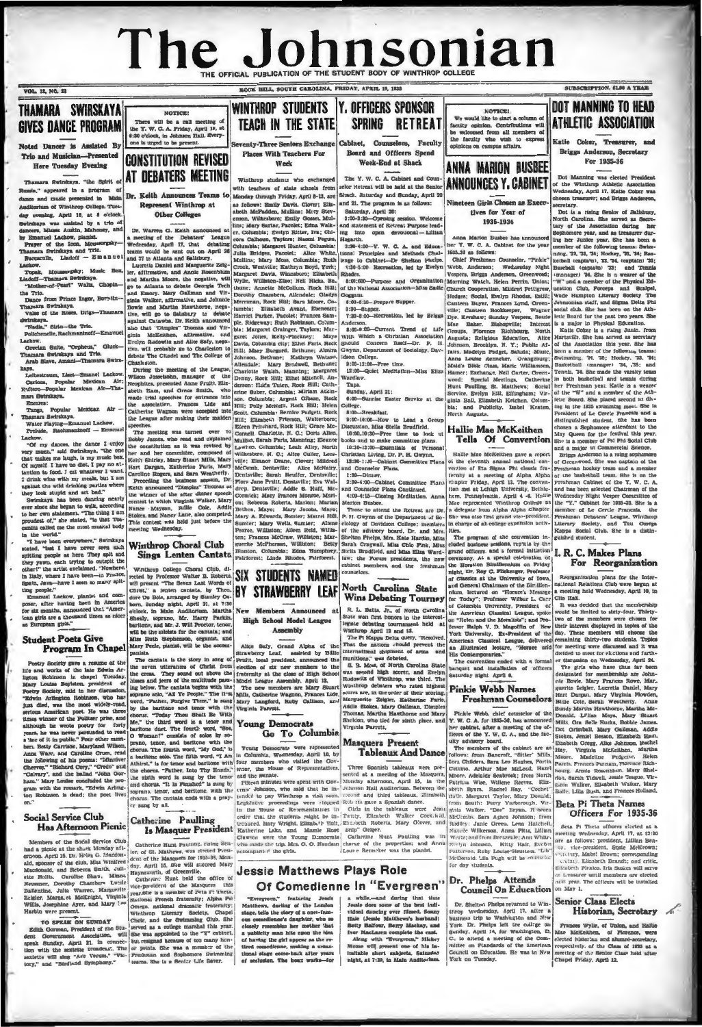# The Johnsonian

THE OFFICIAL PUBLICATION OF THE STUDENT BODY OF WINTHROP COLLEGE

VOL. 12, NO. 23 — ROCK HILL, SOUTH CAROLINA, FRIDAY, APRIL 19, 1935 — SUBSCRIPTION, $1.00 A YEAR

## THAMARA SWIRSKAYA GIVES DANCE PROGRAM

### Noted Dancer is Assisted By Trio and Musician—Presented Here Tuesday Evening

Thamara Swirskaya, "the Spirit of Russia," appeared in a program of dance and music presented in Main Auditorium of Winthrop College, Tuesday evening, April 16, at 8 o'clock. Swirskaya was assisted by a trio of dancers, Misses Austin, Mahoney, and by Emanuel Lackow, pianist.

Prayer of the Icon, Moussorgsky—Thamara Swirskaya and Trio.

Barcarolle, Liadoff — Emanuel Lackow.

Topak, Moussorgsky; Music Box, Liadoff—Thamara Swirskaya.

"Mother-of-Pearl" Waltz, Chopin—the Trio.

Dance from Prince Igor, Borodin—Thamara Swirskaya.

Valse of the Roses, Drigo—Thamara Swirskaya.

"Nadia," Sirin—the Trio.

Polichenelle, Rachmaninoff—Emanuel Lackow.

Grecian Suite, "Orpheus," Gluck—Thamara Swirskaya and Trio.

Arab Slave, Anani—Thamara Swirskaya.

Leibestraum, Liszt—Emanuel Lackow.

Carioca, Popular Mexican Air; Ruffero—Popular Mexican Air—Thamara Swirskaya.

Encores:

Tango, Popular Mexican Air—Thamara Swirskaya.

Water Playing—Emanuel Lackow.

Prelude, Rachmaninoff — Emanuel Lackow.

"Of my dances, the dance I enjoy very much," said Swirskaya, "the one that makes me laugh, is my music box. Of myself I have no diet. I pay no attention to food. I eat whatever I want. I drink wine with my meals, but I am against the wild drinking parties where they look stupid and act bad."

Swirskaya has been dancing nearly ever since she began to walk, according to her own statement. "The thing I am proudest of," she stated, "is that Toscanini called me the most musical body in the world."

"I have been everywhere," Swirskaya stated, "but I have never seen such spitting people as here. They spit and they yawn, each trying to outspit the other!" the artist exclaimed. "Nowhere, in Italy, where I have been—in France, Spain, Java—have I seen so many spitting people."

Emanuel Lackow, pianist and composer, after having been in America for six months, announced that "American girls are a thousand times as nicer as European girls."

## Student Poets Give Program In Chapel

Poetry Society gave a resume of the life and works of the late Edwin Arlington Robinson in chapel Tuesday. Mary Louise Boylston, president of Poetry Society, said in her discussion, "Edwin Arlington Robinson, who has just died, was the most widely-read, serious American poet. He was three times winner of the Pulitzer prize, and although he wrote poetry for forty years, he was never persuaded to read a line of it in public." Four other members, Betty Carrison, Maryland Wilson, Anne Ware, and Caroline Crum, read the following of his poems: "Miniver Cheevy," "Richard Cory," "Credo" and "Calvary," and the ballad "John Gorham." Mary Louise concluded the program with the remark, "Edwin Arlington Robinson is dead; the poet lives on."

## Social Service Club Has Afternoon Picnic

Members of the Social Service Club had a picnic at the shack Monday afternoon, April 15. Dr. Helen G. Macdonald, sponsor of the club, Miss Winifred Macdonald, and Rebecca Smith, Juliette Hollis, Caroline Shaw, Minnie Neumaner, Dorothy Chambers, Lucile Ballentine, Julia Warren, Marguerite Zeigler, Margaret McKnight, Virginia Willis, Josephine Ayer, and Mary Lee Harbin were present.

### TO SPEAK ON SUNDAY

Edith Gorman, President of the Student Cooperative Association, will speak Sunday, April 21, in connection with the sextette broadcast. The sextette will sing "Ave Verum," "Victory," and "Birdland Symphony."

---

**NOTICE!**

There will be a call meeting of the Y. W. C. A. Friday, April 19, at 6:30 o'clock, in Johnson Hall. Everyone is urged to be present.

## CONSTITUTION REVISED AT DEBATERS MEETING

### Dr. Keith Announces Teams to Represent Winthrop at Other Colleges

Dr. Warren G. Keith announced at a meeting of the Debaters' League Wednesday, April 17, that debating teams would be sent out on April 26 and 27 to Atlanta and Salisbury.

Lucretia Daniel and Marguerite Zeigler, affirmative, and Annie Rosenblum and Martha Moore, the negative, will go to Atlanta to debate Georgia Tech and Emory. Mary Gallman and Virginia Walker, affirmative, and Johnnie Bowie and Martha Hawthorne, negative, will go to Salisbury to debate against Catawba. Dr. Keith announced also that "Dimple" Thomas and Virginia McKeithen, affirmative, and Evelyn Radowitz and Alice Safy, negative, will probably go to Charleston to debate The Citadel and The College of Charleston.

During the meeting of the League, Wilson Josselson, manager of the Neophites, presented Anne Pruitt, Elizabeth Ham, and Grace Smith, who made trial speeches for entrance into the association. Frances Ide and Catherine Wagnon were accepted into the League after making their maiden speeches.

The meeting was turned over to Bobby James, who read and explained the constitution as it was revised by her and her committee, composed of Keith Ehrlich, Mary Stuart Mills, Mary Hart Dargan, Katherine Paris, Mary Caroline Rogers, and Sara Weatherly.

Preceding the business session, Dr. Keith announced "Dimples" Thomas as the winner of the after dinner speech contest in which Virginia Walker, Mary Nance Maxson, Billie Cole, Addie Stokes, and Nancy Lane, also competed. This contest was held just before the meeting Wednesday.

## Winthrop Choral Club Sings Lenten Cantata

Winthrop College Choral Club, directed by Professor Walter B. Roberts, will present "The Seven Last Words of Christ," a Lenten cantata, by Theodore Du Bois, arranged by Stanley Osborn, Sunday night, April 21, at 7:30 o'clock, in Main Auditorium. Martha Shealy, soprano, Mr. Harry Parkin, baritone, and Mr. J. Will Proctor, tenor, will be the soloists for the cantata; and Ruth Stephenson, organist, and Mary Peele, pianist, will be the accompanists.

The cantata is the story in song of the seven utterances of Christ from the cross. They sound out above the hisses and jeers of the multitude passing below. The cantata begins with the word, "Father, Forgive Them," is sung by the baritone and tenor with the chorus. "Today Thou Shalt Be With Me," the third word is a tenor and baritone duet. The fourth word, "See, O Woman!" consists of solos by soprano, tenor, and baritone with the chorus. The fourth word, "My God," is a baritone solo. The fifth word, "I Am Athirst," is for tenor and baritone with the chorus. "Father, Into Thy Hands," the sixth word is sung by the tenor and chorus. "It is Finished" is sung by soprano, tenor, and baritone, with the chorus. The cantata ends with a prayer sung by all.

## Catherine Paulling Is Masquer President

Catherine Hunt Paulling, rising Senior, of St. Matthews, was elected President of the Masquers for 1935-36, Monday, April 15. She will succeed Mary Haynsworth, of Greenville.

Catherine Hunt held the office of vice-president of the Masquers this year. She is a member of Beta Pi Theta, National French fraternity; Alpha Psi Omega, national dramatic fraternity; Winthrop Literary Society, Chapel Choir, and the Swimming Club. She served as a college marshal this year. She was appointed to the "Y" cabinet, but resigned because of too many honor points. She was a member of the Freshman and Sophomore Swimming teams. She is a Senior Life Saver.

---

## WINTHROP STUDENTS TEACH IN THE STATE

### Seventy-Three Seniors Exchange Places With Teachers For Week

Winthrop students who exchanged with teachers of state schools from Monday through Friday, April 8-13, are as follows: Emily Davis, Clover; Elizabeth McFadden, Mullins; Mary Stevenson, Wilkesboro; Emily Gosset, Mullins; Mary Sartar, Pacolet; Edna Walker, Columbia; Evelyn Ritter, Iva; Chicora Calhoun, Taylors; Naomi Pegues, Columbia; Margaret Hunter, Columbia; Julia Bridges, Pacolet; Alice White, Mullins; Mary Moss, Columbia; Ruth Crook, Westville; Kathryn Boyd, York; Margaret Davis, Winnsboro; Elizabeth Wylie, Williston-Elko; Nell Hicks, Belhune; Annette McCollum, Rock Hill; Dorothy Chambers, Allendale; Gladys Merryman, Rock Hill; Sara Moore, Columbia; Elizabeth Avant, Ebenezer; Harriet Parker, Pacolet; Frances Sample, Ridgeway; Ruth Robinson, Columbia; Margaret Grainger, Taylors; Margaret Jones, Kelly-Pinckney; Maye Davis, Columbia city; Ethel Faris, Rock Hill; Mary Burgard, Belhune; Almira Johnson, Belhune; Kathryn Watson, Allendale; Mary Bradwell, Belhune; Charlotte Walsh, Manning; Eleanor Denny, Rock Hill; Ethel Mitchell, Anderson; Hilda Tulen, Rock Hill; Catherine Suber, Columbia; Miriam Atkinson, Columbia; Argent Gibson, Rock Hill; Polly McNeill, Rock Hill; Helen Scott, Columbia; Bernice Padgett, Rock Hill; Elizabeth Peterson, Walterboro; Eileen Pritchard, Rock Hill; Grace McCornell, Charlotte, N. C.; Doris Allen, Mullins; Sarah Faris, Manning; Kathryn Lawhon, Columbia; Leah Alley, North Wilkesboro, N. C.; Alice Culler, Lexington; Eleanor Drane, Clover; Mildred McComb, Dentsville; Alice McNairy, Columbia; Sarah Neuffer, Dentsville; Flora Jane Pruitt, Dentsville; Eva Waldrop, Dentsville; Addie S. Huff, McCormick; Mary Frances Monroe, Marion; Rebecca Roberts, Marion; Marian Bethea, Mayes; Mary Jacobs, Mayes; Mary A. Edwards, Sumter; Marrel Hill, Sumter; Mary Wells, Sumter; Ailene Pearce, Williston; Aileen Reid, Williston; Frances McCraw, Williston; Marguerite McPherson, Williston; Betty Blanton, Columbia; Edna Humphrey, Fairforest; Linda Rhodes, Fairforest.

## SIX STUDENTS NAMED BY STRAWBERRY LEAF

### New Members Announced at High School Model League Assembly

Alice Safy, Grand Alpha of the Strawberry Leaf, assisted by Billie Pruitt, local president, announced the election of six new members to the fraternity at the close of High School Model League Assembly, April 13. The new members are Mary Stuart Mills, Catherine Wagnon, Frances Lide, Mary Langford, Ruby Callison, and Virginia Parrott.

## Young Democrats Go To Columbia

Young Democrats were represented in Columbia, Wednesday, April 10, by four members who visited the Governor, the House of Representatives, and the Senate.

Fifteen minutes were spent with Governor Johnson, who said that he intended to pay Winthrop a visit soon. Legislative members were stopped in the House of Representatives in order that the students might be introduced. Mary Wright, Elizabeth Hall, Katherine Lake, and Mamie Rose Clawson were the Young Democrats who made the trip. Mrs. O. O. Naudain accompanied the girls.

---

## Y. OFFICERS SPONSOR SPRING RETREAT

### Cabinet, Counselors, Faculty Board and Officers Spend Week-End at Shack

The Y. W. C. A. Cabinet and Counselor Retreat will be held at the Senior Shack, Saturday and Sunday, April 20 and 21. The program is as follows:

Saturday, April 20:

1:00-3:30—Opening session. Welcome and statement of Retreat Purpose leading into open devotional—Lillian Hogarth.

3:30-4:00—Y. W. C. A. and Educational Principles and Methods Challenge to Cabinet—Dr. Shelton Phelps.

4:30-5:00—Recreation, led by Evelyn Rhodes.

5:00-6:00—Purpose and Organization of the National Association—Miss Sadie Goggans.

6:00-6:30—Prepare Supper.

6:30—Supper.

7:30-8:00—Recreation, led by Briggs Anderson.

8:00-9:00—Current Trend of Life With Which a Christian Association Should Concern Itself—Dr. F. H. Gwynn, Department of Sociology, Davidson College.

9:00-10:00—Free time.

10:00—Quiet Meditation—Miss Eliza Wardlaw.

Taps.

Sunday, April 21:

6:00—Sunrise Easter Service at the College.

8:00—Breakfast.

9:00-10:00—How to Lead a Group Discussion, Miss Stella Bradfield.

10:00-10:30—Free time to look at books and to make committee plans.

10:30-12:00—Essentials of Personal Christian Living, Dr. F. H. Gwynn.

12:00-1:00—Cabinet Committee Plans and Counselor Plans.

1:30—Dinner.

2:30-4:00—Cabinet Committee Plans and Counselor Plans Continued.

4:00-4:15—Closing Meditation. Anna Marion Busbee.

Those to attend the Retreat are Dr. F. H. Gwynn of the Department of Sociology of Davidson College; members of the advisory board, Dr. and Mrs. Shelton Phelps, Mrs. Kate Hardin, Miss Sarah Cragwall, Miss Olde Fink, Miss Stella Bradfield, and Miss Eliza Wardlaw; the Forum presidents, the new cabinet members, and the freshman counselors.

## North Carolina State Wins Debating Tourney

R. L. Batts, Jr., of North Carolina State won first honors in the intercollegiate debating tournament held at Winthrop April 12 and 13.

The Pi Kappa Delta query, "Resolved, That the nations should prevent the international shipment of arms and munitions," was debated.

S. B. Moss, of North Carolina State was second high scorer, and Evelyn Radowitz of Winthrop, was third. The Winthrop debaters who rated highest scores are, in the order of their scoring, Marguerite Zeigler, Katherine Paris, Addie Stokes, Mary Gallman, Dimples Thomas, Martha Hawthorne and Mary Sheldon, who tied for ninth place, and Virginia Parrott.

## Masquers Present Tableaux And Dance

Three Spanish tableaux were presented at a meeting of the Masquers, Monday afternoon, April 15, in the Johnson Hall Auditorium. Between the second and third tableaux, Elizabeth Roberts gave a Spanish dance.

Girls in the tableaux were Jean Trinity, Elizabeth Walker Cockfield, Elizabeth Roberts, Mary Glover, and Billy Geiger.

Catherine Hunt Paulling was in charge of the properties; and Anna Louise Rennecker was the pianist.

---

## Jessie Matthews Plays Role Of Comedienne In "Evergreen"

"Evergreen," featuring Jessie Matthews, darling of the London stage, tells the story of a once-famous comedienne's daughter, who so closely resembles her mother that a publicity man hits upon the idea of having the girl appear as the refined comedienne, causing a sensational stage come-back after years of seclusion. The boxes works—for a while—and during that time Jessie does some of the best individual dancing ever filmed. Sonny Hale (Jessie Matthews' husband) Betty Balfour, Barry Mackay, and Ivor MacLaren complete the cast.

Along with "Evergreen," Mickey Mouse will present one of his inimitable short subjects, Saturday night, at 7:30, in Main Auditorium.

---

**NOTICE!**

We would like to start a column of faculty opinion. Contributions will be welcomed from all members of the faculty who wish to express opinions on campus affairs.

## ANNA MARION BUSBEE ANNOUNCES Y. CABINET

### Nineteen Girls Chosen as Executives for Year of 1935-1936

Anna Marion Busbee has announced her Y. W. C. A. Cabinet for the year 1935-36 as follows:

Chief Freshman Counselor, "Pinkie" Webb, Anderson; Wednesday Night Vespers, Briggs Anderson, Greenwood; Morning Watch, Helen Perrin, Union; Church Cooperation, Mildred Pettigrew, Hodges; Social, Evelyn Rhodes, Batesville; Canteen Buyer, Frances Lynd, Greenville; Canteen Bookkeeper, Wagner Dye, Ershaw; Sunday Vespers, Bessie Mae Baker, Bishopville; Interest Groups, Florence Richbourg, North Augusta; Religious Education, Alice Johnson, Brooklyn, N. Y.; Public Affairs, Madelyn Padget, Saluda; Music, Anna Louise Renneker, Orangeburg; Maids' Bible Class, Marie Williamson, Sumter; Exchange, Nell Carter, Greenwood; Special Meetings, Catherine Hunt Paulling, St. Matthews; Social Service, Evelyn Hill, Effingham; Virginia Ball, Elizabeth Ketchen, Columbia; and Publicity, Isabel Keaton, North Augusta.

## Hallie Mae McKeithen Tells Of Convention

Hallie Mae McKeithen gave a report of the eleventh annual national convention of Eta Sigma Phi classic fraternity at a meeting of Alpha Alpha chapter Friday, April 12. The convention met at Lehigh University, Bethlehem, Pennsylvania, April 4 -6. Hallie Mae represented Winthrop College as a delegate from Alpha Alpha chapter. She was also first grand vice-president in charge of all college expansion activities.

The program of the convention included business sessions, reports by the grand officers, and a formal initiation ceremony. At a special celebration of the Horatian Bimillennium on Friday night, Dr. Roy C. Flickenger, Professor of Classics at the University of Iowa, and General Chairman of the Bimillennium, lectured on "Horace's Message for Today"; Professor Wilbur L. Carr of Columbia University, President of the American Classical League, spoke on "Helen and the Moralists"; and Professor Ralph V. D. Magoffin of New York University, Ex-President of the American Classical League, delivered an illustrated lecture, "Horace and His Contemporaries."

The convention ended with a formal banquet and installation of officers Saturday night April 6.

## Pinkie Webb Names Freshman Counselors

Pinkie Webb, chief counselor of the Y. W. C. A. for 1935-36, has announced her cabinet, after a meeting of the officers of the Y. W. C. A., and the faculty advisory board.

The members of the cabinet are as follows: from Bancroft, "Sitter" Mills, Inez Childers, Sara Lee Hughes, Portia Cutting, Arthur Mae McLeod, Hazel Moore, Adelaide Seabrook; from North, Patricia Wise, Willene Reeves, Elizabeth Byars, Rachel Hay, "Cochet" Hall, Margaret Taylor, Mary Donald; from South: Perry Yarborough, Virginia Walker, "Dee" Bryan, Rebecca McCaskill, Sara Agnes Johnson; from Roddey: Janie Greene, Lena Hutchins, Nadelle Wilkerson, Anna Pitts, Lillian Wertz; and from Breazeale: Ann White, Evelyn Johnson, Kitty Hair, Evelyn Patterson, Ruby Louise Heustess, "Lib" McDonald. Lila Pugh will be counselor for day students.

## Dr. Phelps Attends Council On Education

Dr. Shelton Phelps returned to Winthrop Wednesday, April 17, after a business trip to Washington and New York. Dr. Phelps left the college on Sunday, April 14, for Washington, D. C. to attend a meeting of the Committee on Standards of the American Council on Education. He was in New York on Tuesday.

---

## DOT MANNING TO HEAD ATHLETIC ASSOCIATION

### Katie Coker, Treasurer, and Briggs Anderson, Secretary For 1935-36

Dot Manning was elected President of the Winthrop Athletic Association Wednesday, April 17. Katie Coker was chosen treasurer; and Briggs Anderson, secretary.

Dot is a rising Senior of Salisbury, North Carolina. She served as Secretary of the Association during her Sophomore year, and as treasurer during her Junior year. She has been a member of the following teams: Swimming, '32, '33, '34; Hockey, '33, '34; Basketball (captain), '33, '34 (captain) '35; Baseball (captain) '33; and Tennis (manager) '34. She is a wearer of the "W" and a member of the Physical Education Club, Forceps and Scalpel, Wade Hampton Literary Society, The Johnsonian staff, and Sigma Delta Phi social club. She has been on the Athletic Board for the past two years. She is a major in Physical Education.

Katie Coker is a rising Junior, from Hartsville. She has served as secretary of the Association this year. She has been a member of the following teams: Swimming, '34, '35; Hockey, '33, '34; Basketball (manager) '34, '35; and Tennis, '34. She made the varsity team in both basketball and tennis during her Freshman year. Katie is a wearer of the "W" and a member of the Athletic Board. She placed second in diving in the 1935 swimming meet. She is President of Le Cercle Français and a distinguished student. She has been chosen a Sophomore attendant to the May Queen for the festival this year. She is a member of Pi Phi Social Club and a major in Commercial Science.

Briggs Anderson is a rising sophomore of Greenwood. She was captain of the Freshman hockey team and a member of the basketball team. She is on the Freshman Cabinet of the Y. W. C. A. and has been selected Chairman of the Wednesday Night Vesper Committee of the "Y." Cabinet for 1935-36. She is a member of Le Cercle Français, the Freshman Debaters' League, Winthrop Literary Society, and Tau Omega Kappa Social Club. She is a distinguished student.

## I. R. C. Makes Plans For Reorganization

Reorganization plans for the International Relations Club were begun at a meeting held Wednesday, April 10, in Clio Hall.

It was decided that the membership would be limited to thirty-four. Thirty-two of the members were chosen for their interest displayed in topics of the day. These members will choose the remaining thirty-two students. Topics for meeting were discussed and it was decided to meet for elections and further discussion on Wednesday, April 24.

The girls who have thus far been designated for membership are Johnnie Bowie, Mary Frances Rowe, Marguerite Zeigler, Lucretia Daniel, Mary Hart Dargan, Mary Virginia Plowden, Billie Cole, Sarah Weatherly, Anne Mills, Ora Belle Hucks, Bobbie James, Dot Grimball, Mary Gallman, Addie Stokes, Jennie Sexton, Elizabeth Ham, Elizabeth Gregg, Alice Johnson, Rachel Hay, Virginia McKeithen, Martha Moore, Madeline Padgett, Helen Faris, Frances Putnam, Florence Richbourg, Annie Rosenblum, Mary Sheldon, Sarah Tidwell, Jessie Teague, Virginia Walker, Elizabeth Walker, Mary Belle, Lila Bush, and Frances Holland.

## Beta Pi Theta Names Officers For 1935-36

Beta Pi Theta officers elected at a meeting Wednesday, April 17, at 12:30 are as follows: president, Lillian Benson, vice-president, Susie McKeown; secretary, Mabel Brown; corresponding secretary, Elizabeth Brandt; and critic, Elizabeth Plexico. Iris Stokes will serve as treasurer until members are elected next year. The officers will be installed on May 1.

## Senior Class Elects Historian, Secretary

Frances Wylie, of Union, and Hallie Mae McKeithen, of Florence, were elected historian and alumni-secretary, respectively, of the Class of 1935 at a meeting of the Senior Class held after Chapel Friday, April 12.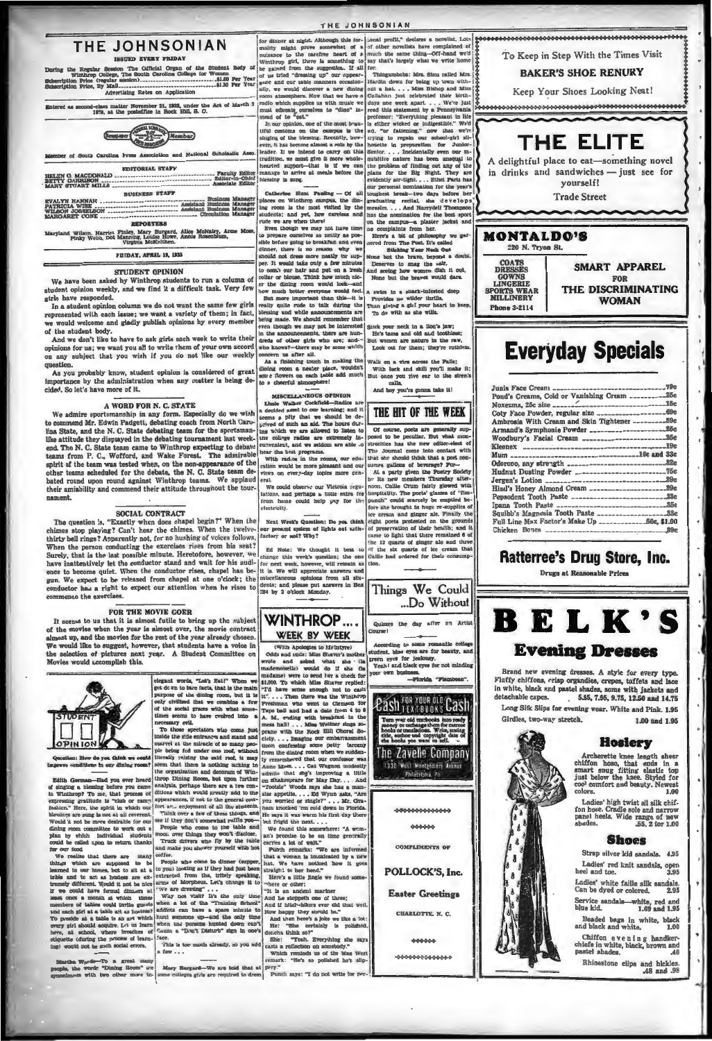# THE JOHNSONIAN

**ISSUED EVERY FRIDAY**

During the Regular Session The Official Organ of the Student Body of Winthrop College, The South Carolina College for Women

Subscription Price (regular session)....................$1.00 Per Year
Subscription Price, By Mail..............................$1.50 Per Year

Advertising Rates on Application

Entered as second-class matter November 21, 1923, under the Act of March 3, 1879, at the postoffice in Rock Hill, S. C.

Member of South Carolina Press Association and National Scholastic Assn.

**EDITORIAL STAFF**

HELEN G. MACDONALD .................... Faculty Editor
BETTY GARRISON .................... Editor-in-Chief
MARY STUART MILLS .................... Associate Editor

**BUSINESS STAFF**

EVALYN HANNAH .................... Business Manager
PATRICIA WISE .................... Assistant Business Manager
WILSON JOSSELSON .................... Assistant Business Manager
MARGARET CONE .................... Circulation Manager

**REPORTERS**

Maryland Wilson, Harriet Finley, Mary Burgard, Alice McNairy, Anne Moss, Pinky Webb, Dot Manning, Louise Howe, Annie Rosenblum, Virginia McKeithen.

FRIDAY, APRIL 19, 1935

## STUDENT OPINION

We have been asked by Winthrop students to run a column of student opinion weekly, and we find it a difficult task. Very few girls have responded.

In a student opinion column we do not want the same few girls represented with each issue; we want a variety of them; in fact, we would welcome and gladly publish opinions by every member of the student body.

And we don't like to have to ask girls each week to write their opinions for us; we want you all to write them of your own accord on any subject that you wish if you do not like our weekly question.

As you probably know, student opinion is considered of great importance by the administration when any matter is being decided. So let's have more of it.

## A WORD FOR N. C. STATE

We admire sportsmanship in any form. Especially do we wish to commend Mr. Edwin Padgett, debating coach from North Carolina State, and the N. C. State debating team for the sportsmanlike attitude they displayed in the debating tournament last weekend. The N. C. State team came to Winthrop expecting to debate teams from P. C., Wofford, and Wake Forest. The admirable spirit of the team was tested when, on the non-appearance of the other teams scheduled for the debate, the N. C. State team debated round upon round against Winthrop teams. We applaud their amiability and commend their attitude throughout the tournament.

## SOCIAL CONTRACT

The question is, "Exactly when does chapel begin?" When the chimes stop playing? Can't hear the chimes. When the twelve-thirty bell rings? Apparently not, for no hushing of voices follows. When the person conducting the exercises rises from his seat? Surely, that is the last possible minute. Heretofore, however, we have inattentively let the conductor stand and wait for his audience to become quite. When the conductor rises, chapel has begun. We expect to be released from chapel at one o'clock; the conductor has a right to expect our attention when he rises to commence the exercises.

## FOR THE MOVIE GOER

It seems to us that it is almost futile to bring up the subject of the movies when the year is almost over, the movie contract almost up, and the movies for the rest of the year already chosen. We would like to suggest, however, that students have a voice in the selection of pictures next year. A Student Committee on Movies would accomplish this.

## STUDENT OPINION

**Question: How do you think we could improve conditions in our dining room?**

**Edith German**—Had you ever heard of singing a blessing before you came to Winthrop? To me, that process of expressing gratitude is "club or camp fashion." Here, the spirit in which our blessings are sung is not at all reverent. Would it not be more desirable for our dining room committee to work out a plan by which individual students could be called upon to return thanks for our food.

We realize that there are many things which are supposed to be learned in our homes, but to sit at a table and to act as hostess are extremely different. Would it not be nice if we could have formal dinners at least once a month at which times members of tables could invite guests and each girl at a table act as hostess? To preside at a table is an art which every girl should acquire. Let us learn here, at school, where breaches of etiquette (during the process of learning) would not be such social errors.

**Martha Words**—To a great many people, the words "Dining Room" are synonymous with two other more inelegant words, "Let's Eat!" When we get down to bare facts, that is the main purpose of the dining room, but it is only civilized that we combine a few of the social graces with what sometimes seems to have evolved into a necessary evil.

To those spectators who come just inside the side entrance and stand and marvel at the miracle of so many people being fed under one roof, without literally raising the said roof, it may seem that there is nothing lacking in the organization and decorum of Winthrop Dining Room, but upon further analysis, perhaps there are a few conditions which would greatly add to the appearances, if not to the general comfort and enjoyment of all the students.

Think over a few of these things, and see if they don't somewhat ruffle you—

People who come to the table and moan over things they won't discuss.

Truck drivers who fly by the table and make you shower yourself with hot coffee.

People who come to dinner (supper, to you) looking as if they had just been extracted from tha, utterly speaking, arms of Morpheus. Let's change it to "We are dressing" . . .

Way not visit? It's the only time when a lot of the "Training School" addicts can have a spare minute to hunt someone up—and the only time when the persons hunted down can't fasten a "Don't Disturb" sign in one's face.

This is too much already, so you add a few . . .

**Mary Burgard**—We are told that at some colleges girls are required to dress for dinner at night. Although this formality might prove somewhat of a nuisance to the carefree heart of a Winthrop girl, there is something to be gained from the suggestion. If all of us tried "dressing up" our appearance and our table manners occasionally, we would discover a new dining room atmosphere. Now that we have radio which supplies us with music we must educate ourselves to "dine" instead of to "eat."

In our opinion, one of the most beautiful customs on the campus is the singing of the blessing. Recently, however, it has become almost a solo by the leader. If we intend to carry on this tradition, we must give it more wholehearted support—that is if we can manage to arrive at meals before the blessing is sung.

**Catherine Hunt Pauling** — Of all places on Winthrop campus, the dining room is the most visited by the students; and yet, how careless and rude we are when there!

Even though we may not have time to prepare ourselves as neatly as possible before going to breakfast and even dinner, there is no reason why we should not dress more neatly for supper. It would take only a few minutes to comb our hair and put on a fresh collar or blouse. Think how much nicer the dining room would look—and how much better everyone would feel.

But more important than this—it is really quite rude to talk during the blessing and while announcements are being made. We should remember that even though we may not be interested in the announcements, there are hundreds of other girls who are; and—who knows?—there may be some which concern us after all.

As a finishing touch in making the dining room a neater place, wouldn't some flowers on each table add much to a cheerful atmosphere!

## MISCELLANEOUS OPINION

**Lizzie Walker Cockfield**—Radios are a decided asset to our learning; and it seems a pity that we should be deprived of such an aid. The hours during which we are allowed to listen to the college radios are extremely inconvenient, and we seldom are able to hear the best programs.

With radios in the rooms, our education would be more pleasant and our views on every-day topics more general.

We could observe our Victrola regulations, and perhaps a little extra fee from home could help pay for the electricity.

Next Week's Question: Do you think our present system of lights out satisfactory or not? Why?

Ed Note: We thought it best to change this week's question; the one for next week, however, will remain as it is. We will appreciate answers and miscellaneous opinions from all students; and please put answers in Box 284 by 2 o'clock Monday.

## WINTHROP ... WEEK BY WEEK

(With Apologies to McIntyre)

Odds and ends: Miss Shaver's mother wrote and asked what she (the mademoiselle) would do if she (the madame) were to send her a check for $1,000. To which Miss Shaver replied: "I'd have sense enough not to cash it". . . Then there was the Winthrop Freshman who went to Clemson for Taps ball and had a date from 4 to 9 A. M., ending with breakfast in the mess hall! . . . Miss Wattner sings soprano with the Rock Hill Choral Society. . . . Imagine our embarrassment upon confessing some petty larceny from the dining room when we suddenly remembered that our confessor was Annie Moss. . . . Cat Wagner modestly admits that she's improving a little on Shakespeare for May Day. . . . And "Tootsie" Woods says she has a massive appetite. . . . Ed Wynn asks, "Are you worried or single?" . . . Mr. Graham knocked 'em cold down in Florida. He says it was warm his first day there but frigid the next. . . .

We found this somewhere: "A woman's promise to be on time generally carries a lot of wait."

Punch remarks: "We are informed that a woman is intoxicated by a new hat. We have noticed how it goes straight to her head."

Here's a little jingle we found somewhere or other:

"It is an ancient mariner
And he stoppeth one of three;
And if hitch-hikers ever did that well,
How happy they should be."

And then here's a joke we like a lot:
He: "She certainly is polished, doncha think so?"
She: "Yeah. Everything she says casts a reflection on somebody."
Which reminds us of the Mae West remark: "He's so polished he's slippery."

Punch says: "I do not write for personal profit," declares a novelist. Lots of other novelists have complained of much the same thing—Off-hand we'd say that's largely what we write home for.

Thingumbobs: Mrs. Sims called Mrs. Hardin down for being up town without a hat. . . . Miss Bishop and Miss Callahan just celebrated their birthdays one week apart. . . . We're just read this statement by a Pennsylvania professor: "Everything pleasant in life is either wicked or indigestible." We'd add, "or fattening," now that we're trying to regain our school-girl silhouette in preparation for Junior-Senior. . . . Incidentally even our inquisitive nature has been unequal to the problem of finding out any of the plans for the Big Night. They are evidently air-tight. . . . Ethel Paris has our personal nomination for the year's toughest break—two days before her graduating recital she develops measles. . . . And Harrydell Thompson has the nomination for the best sport on the campus—a plaster jacket and no complaints from her.

Here's a bit of philosophy we gathered from The Post. It's called

**Sticking Your Neck Out**

None but the brave, beyond a doubt,
Deserve to snag the salt,
And seeing how women dish it out,
None but the bravest would dare.

A swim in a shark-infested deep
Provides no wilder thrills,
Than giving a girl your heart to keep,
To do with as she wills.

Stick your neck in a lion's jaw;
He's tame and old and toothless;
But women are nature in the raw,
Look out for them; they're ruthless.

Walk on a wire across the Falls;
With luck and skill you'll make it;
But once you give ear to the siren's calls,
And boy you're gonna take it!

## THE HIT OF THE WEEK

Of course, poets are generally supposed to be peculiar. But what monstrosities has the new editor-elect of The Journal come into contact with that she should think that a poet consumes gallons of beverage? For—

At a party given the Poetry Society by its new members Thursday afternoon, Callie Crum fairly glowed with hospitality. The poets' glasses of "fizz-punch" could scarcely be emptied before she brought in huge re-supplies of ice cream and ginger ale. Finally the eight poets protested on the grounds of preservation of their health; and it came to light that there remained 6 of the 12 quarts of ginger ale and three of the six quarts of ice cream that Callie had ordered for their consumption.

## Things We Could ...Do Without

Quizzes the day after an Artist Course!

According to some romantic college student, blue eyes are for beauty, and green eyes for jealousy.

Yeah! and black eyes for not minding your own business.

—Florida "Flambeau".

---

**CASH FOR YOUR OLD TEXTBOOKS CASH**

Turn your old textbooks into ready money or exchange them for current books or translations. Write, stating title, author and copyright date of the books you want to sell.

**The Zavelle Company**
1330 West Montgomery Avenue
Philadelphia, Pa.

---

COMPLIMENTS OF

**POLLOCK'S, Inc.**

**Easter Greetings**

CHARLOTTE, N. C.

---

To Keep in Step With the Times Visit

**BAKER'S SHOE RENURY**

Keep Your Shoes Looking Neat!

---

# THE ELITE

A delightful place to eat—something novel in drinks and sandwiches — just see for yourself!

Trade Street

---

**MONTALDO'S**
220 N. Tryon St.

COATS
DRESSES
GOWNS
LINGERIE
SPORTS WEAR
MILLINERY
Phone 3-2114

SMART APPAREL FOR THE DISCRIMINATING WOMAN

---

# Everyday Specials

| Item | Price |
|---|---|
| Junis Face Cream | .79c |
| Pond's Creams, Cold or Vanishing Cream | .25c |
| Noxzema, 25c size | .15c |
| Coty Face Powder, regular size | .69c |
| Ambrosia With Cream and Skin Tightener | .59c |
| Armand's Symphonie Powder | .25c |
| Woodbury's Facial Cream | .25c |
| Kleenex | .19c |
| Mum | .10c and 33c |
| Odorono, any strength | .33c |
| Hudnut Dusting Powder | .75c |
| Jergen's Lotion | .39c |
| Hind's Honey Almond Cream | .39c |
| Pepsodent Tooth Paste | .33c |
| Ipana Tooth Paste | .35c |
| Squibb's Magnesia Tooth Paste | .33c |
| Full Line Max Factor's Make Up | .50c, $1.00 |
| Chicken Bones | .39c |

## Ratterree's Drug Store, Inc.

Drugs at Reasonable Prices

---

# BELK'S

## Evening Dresses

Brand new evening dresses. A style for every type. Fluffy chiffons, crisp organdies, crepes, taffetas and lace in white, black and pastel shades, some with jackets and detachable capes. 5.85, 7.95, 9.75, 12.50 and 14.75

Long Silk Slips for evening wear. White and Pink. 1.95

Girdles, two-way stretch. 1.00 and 1.95

### Hosiery

Archerette knee length sheer chiffon hose, that ends in a smart snug fitting elastic top just below the knee. Styled for cool comfort and beauty. Newest colors. 1.00

Ladies' high twist all silk chiffon hose. Cradle sole and narrow panel heels. Wide range of new shades. .55, 2 for 1.00

### Shoes

Strap silver kid sandals. 4.95

Ladies' red knit sandals, open heel and toe. 3.95

Ladies' white faille silk sandals. Can be dyed or colored. 2.95

Service sandals—white, red and blue kid. 1.69 and 1.95

Beaded bags in white, black and black and white. 1.00

Chiffon evening handkerchiefs in white, black, brown and pastel shades. .48

Rhinestone clips and buckles. .48 and .98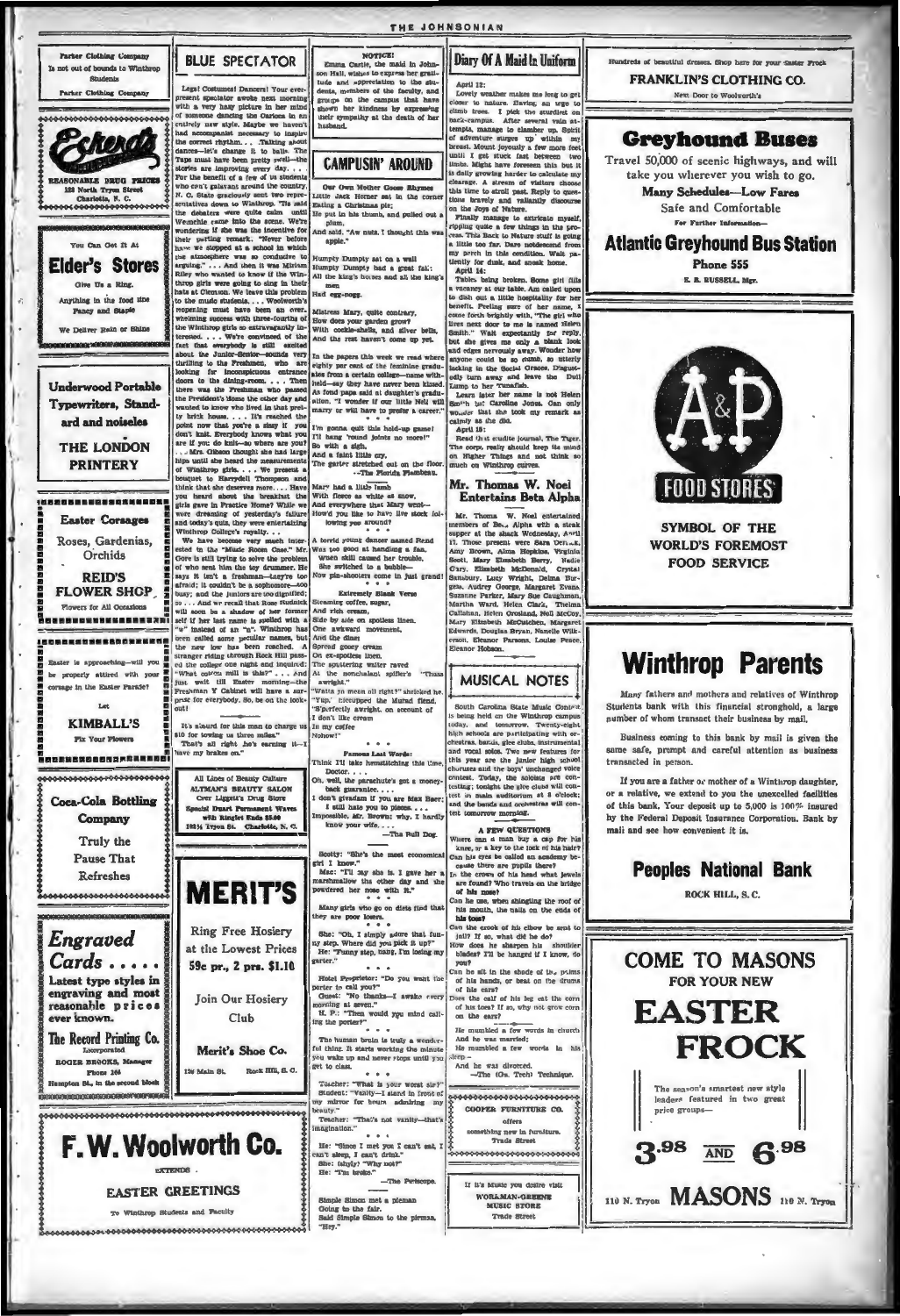**Parker Clothing Company** Is not out of bounds to Winthrop Students

**Parker Clothing Company**

---

**Eckerd's**

REASONABLE DRUG PRICES
122 North Tryon Street
Charlotte, N. C.

---

You Can Get It At

**Elder's Stores**

Give Us a Ring.

Anything in the food line Fancy and Staple

We Deliver Rain or Shine

---

**Underwood Portable Typewriters, Standard and noiseless**

**THE LONDON PRINTERY**

---

**Easter Corsages**

Roses, Gardenias, Orchids

**REID'S FLOWER SHOP**

Flowers for All Occasions

---

Easter is approaching—will you be properly attired with your corsage in the Easter Parade?

Let

**KIMBALL'S**

Fix Your Flowers

---

**Coca-Cola Bottling Company**

Truly the Pause That Refreshes

---

***Engraved Cards .....***

Latest type styles in engraving and most reasonable prices ever known.

**The Record Printing Co.**
Incorporated
ROGER BROOKS, Manager
Phone 164
Hampton St., in the second block

---

# BLUE SPECTATOR

Legs! Costumes! Dancers! Your ever-present spectator awoke next morning with a very hazy picture in her mind of someone dancing the Carioca in an entirely new style. Maybe we haven't had accompanist necessary to inspire the correct rhythm. . . Talking about dances—let's change it to balls. The Taps must have been pretty swell—the stories are improving every day. . . . For the benefit of a few of us students who can't galavant around the country, N. C. State graciously sent two representatives down to Winthrop. 'Tis said the debaters were quite calm until Wesnchie came into the scene. We're wondering if she was the incentive for their parting remark. "Never before have we stopped at a school in which the atmosphere was so conducive to arguing." . . . And then it was Miriam Riley who wanted to know if the Winthrop girls were going to sing in their hats at Clemson. We leave this problem to the music students. . . . Woolworth's reopening must have been an overwhelming success with three-fourths of the Winthrop girls so extravagantly interested. . . . We're convinced of the fact that everybody is still excited about the Junior-Senior—sounds very thrilling to the Freshmen, who are looking for inconspicuous entrance doors to the dining-room. . . . Then there was the Freshman who passed the President's Home the other day and wanted to know who lived in that pretty brick house. . . . It's reached the point now that you're a sissy if you don't knit. Everybody knows what you are if you do knit—so where are you? . . . Mrs. Gibson thought she had large hips until she heard the measurements of Winthrop girls. . . . We present a bouquet to Harrydell Thompson and think that she deserves more. . . . Have you heard about the breakfast the girls gave in Practice Home? While we were dreaming of yesterday's failure and today's quiz, they were entertaining Winthrop College's royalty. . .

We have become very much interested in the "Music Room Case." Mr. Gore is still trying to solve the problem of who sent him the toy drummer. He says it isn't a freshman—they're too afraid; it couldn't be a sophomore—too busy; and the juniors are too dignified; so . . . And we recall that Rose Rudnick will soon be a shadow of her former self if her last name is spelled with a "w" instead of an "n". Winthrop has been called some peculiar names, but the new low has been reached. A stranger riding through Rock Hill passed the college one night and inquired: "What cotton mill is this?" . . . And just wait till Easter morning—the Freshman Y Cabinet will have a surprise for everybody. So, be on the lookout!

It's absurd for this man to charge us $10 for towing us three miles."
That's all right. he's earning it—I have my brakes on."

---

All Lines of Beauty Culture

**ALTMAN'S BEAUTY SALON**

Over Liggett's Drug Store
Special Duart Permanent Waves with Ringlet Ends $3.50
102½ Tryon St. Charlotte, N. C.

---

# MERIT'S

Ring Free Hosiery at the Lowest Prices

59c pr., 2 prs. $1.10

Join Our Hosiery Club

Merit's Shoe Co.
136 Main St. Rock Hill, S. C.

---

# F. W. Woolworth Co.

EXTENDS

EASTER GREETINGS

To Winthrop Students and Faculty

---

**NOTICE!**

Emma Castle, the maid in Johnson Hall, wishes to express her gratitude and appreciation to the students, members of the faculty, and groups on the campus that have shown her kindness by expressing their sympathy at the death of her husband.

---

# CAMPUSIN' AROUND

Our Own Mother Goose Rhymes

Little Jack Horner sat in the corner
Eating a Christmas pie;
He put in his thumb, and pulled out a plum,
And said, "Aw nuts, I thought this was apple."

Humpty Dumpty sat on a wall
Humpty Dumpty had a great fall;
All the king's horses and all the king's men
Had egg-nogg.

Mistress Mary, quite contrary,
How does your garden grow?
With cockle-shells, and silver bells,
And the rest haven't come up yet.

In the papers this week we read where eighty per cent of the feminine graduates from a certain college—name withheld—say they have never been kissed. As fond papa said at daughter's graduation, "I wonder if our little Nell will marry or will have to prefer a career."

\* \* \*

I'm gonna quit this hold-up game!
I'll hang 'round joints no more!"
So with a sigh,
And a faint little cry,
The garter stretched out on the floor.
—The Florida Flambeau.

Mary had a little lamb
With fleece as white as snow,
And everywhere that Mary went—
Howd you like to have live stock following you around?

\* \* \*

A torrid young dancer named Rand
Was too good at handling a fan.
When skill caused her trouble,
She switched to a bubble—
Now pia-shooters come in just grand!

\* \* \*

**Extremely Blank Verse**

Steaming coffee, sugar,
And rich cream,
Side by side on spotless linen.
One awkward movement,
And the diner
Spread gooey cream
On ex-spotless linen.
The sputtering waiter raved
At the nonchalant spiller's "Thass awright."
"Watta ya mean all right?" shrieked he.
"Yup," hiccupped the Murad fiend.
"S'perfectly awright, on account of I don't like cream
In my coffee
Nohow!"

\* \* \*

**Famous Last Words:**

Think I'll take hemstitching this time, Doctor. . . .
Oh, well, the parachute's got a money-back guarantee. . . .
I don't givadam if you are Max Baer; I still hate you to pieces. . . .
Impossible, Mr. Brown; why, I hardly know your wife. . . .
—The Bull Dog.

Scotty: "She's the most economical girl I know."
Mac: "I'll say she is. I gave her a marshmallow the other day and she powdered her nose with it."

Many girls who go on diets find that they are poor losers.

\* \* \*

She: "Oh, I simply adore that funny step. Where did you pick it up?"
He: "Funny step, nang, I'm losing my garter."

\* \* \*

Hotel Proprietor: "Do you want the porter to call you?"
Guest: "No thanks—I awake every morning at seven."
H. P.: "Then would you mind calling the porter?"

\* \* \*

The human brain is truly a wonderful thing. It starts working the minute you wake up and never stops until you get to class.

\* \* \*

Teacher: "What is your worst sin?"
Student: "Vanity—I stand in front of my mirror for hours admiring my beauty."
Teacher: "That's not vanity—that's imagination."

\* \* \*

He: "Since I met you I can't eat, I can't sleep, I can't drink."
She: (shyly) "Why not?"
He: "I'm broke."
—The Periscope.

Simple Simon met a pieman
Going to the fair.
Said Simple Simon to the pieman,
"Hey."

---

# Diary Of A Maid In Uniform

April 12:
Lovely weather makes me long to get closer to nature. Having an urge to climb trees. I pick the sturdiest on back-campus. After several vain attempts, manage to clamber up. Spirit of adventure surges up within my breast. Mount joyously a few more feet until I get stuck fast between two limbs. Might have foreseen this but it is daily growing harder to calculate my clearage. A stream of visitors choose this time to stroll past. Reply to questions bravely and valiantly discourse on the Joys of Nature.
Finally manage to extricate myself, ripping quite a few things in the process. This Back to Nature stuff is going a little too far. Dare not descend from my perch in this condition. Wait patiently for dusk, and sneak home.
April 14:
Table being broken. Some girl fills a vacancy at our table. Am called upon to dish out a little hospitality for her benefit. Feeling sure of her name, I come forth brightly with, "The girl who lives next door to me is named Helen Smith." Wait expectantly for reply, but she gives me only a blank look and edges nervously away. Wonder how anyone could be so dumb, so utterly lacking in the Social Graces. Disgustedly turn away and leave the Dull Lump to her Tunafish.
Learn later her name is not Helen Smith but Caroline Jones. Can only wonder that she took my remark as calmly as she did.
April 18:
Read that erudite journal, The Tiger. The corp, really should keep its mind on Higher Things and not think so much on Winthrop curves.

---

## Mr. Thomas W. Noel Entertains Beta Alpha

Mr. Thomas W. Noel entertained members of Beta Alpha with a steak supper at the shack Wednesday, April 17. Those present were Sara Derrick, Amy Brown, Alma Hopkins, Virginia Scott, Mary Elizabeth Berry, Nadie Cary, Elizabeth McDonald, Crystal Sansbury, Lucy Wright, Delma Burgess, Audrey George, Margaret Evans, Suzanne Parker, Mary Sue Caughman, Martha Ward, Helen Clark, Thelma Callahan, Helen Groeland, Nell McCoy, Mary Elizabeth McCutchen, Margaret Edwards, Douglas Bryan, Nanelle Wilkerson, Eleanor Parsons, Louise Pesce, Eleanor Hobson.

---

## MUSICAL NOTES

South Carolina State Music Contest is being held on the Winthrop campus today, and tomorrow. Twenty-eight high schools are participating with orchestras, bands, glee clubs, instrumental and vocal solos. Two new features for this year are the junior high school choruses and the boys' unchanged voice contest. Today, the soloists are contesting; tonight the glee clubs will contest on main auditorium at 8 o'clock; and the bands and orchestras will contest tomorrow morning.

---

**A FEW QUESTIONS**

Where can a man buy a cap for his knee, or a key to the lock of his hair?
Can his eyes be called an academy because there are pupils there?
In the crown of his head what jewels are found? Who travels on the bridge of his nose?
Can he use, when shingling the roof of his mouth, the nails on the ends of his toes?
Can the crook of his elbow be sent to jail? If so, what did he do?
How does he sharpen his shoulder blades? I'll be hanged if I know, do you?
Can he sit in the shade of the palms of his hands, or beat on the drums of his ears?
Does the calf of his leg eat the corn of his toes? If so, why not grow corn on the ears?
He mumbled a few words in church
And he was married;
He mumbled a few words in his sleep—
And he was divorced.
—The (Ga. Tech) Technique.

---

**COOPER FURNITURE CO.**

offers

something new in furniture.

Trade Street

---

If it's Music you desire visit

**WORKMAN-GREENE MUSIC STORE**

Trade Street

---

Hundreds of beautiful dresses. Shop here for your Easter Frock

**FRANKLIN'S CLOTHING CO.**

Next Door to Woolworth's

---

# Greyhound Buses

Travel 50,000 of scenic highways, and will take you wherever you wish to go.

**Many Schedules—Low Fares**

Safe and Comfortable

For Further Information—

## Atlantic Greyhound Bus Station

**Phone 555**

E. R. RUSSELL, Mgr.

---

A&P FOOD STORES

SYMBOL OF THE WORLD'S FOREMOST FOOD SERVICE

---

# Winthrop Parents

Many fathers and mothers and relatives of Winthrop Students bank with this financial stronghold, a large number of whom transact their business by mail.

Business coming to this bank by mail is given the same safe, prompt and careful attention as business transacted in person.

If you are a father or mother of a Winthrop daughter, or a relative, we extend to you the unexcelled facilities of this bank. Your deposit up to 5,000 is 100% insured by the Federal Deposit Insurance Corporation. Bank by mail and see how convenient it is.

## Peoples National Bank

ROCK HILL, S. C.

---

# COME TO MASONS

FOR YOUR NEW

# EASTER FROCK

The season's smartest new style leaders featured in two great price groups—

**3.98 AND 6.98**

110 N. Tryon **MASONS** 110 N. Tryon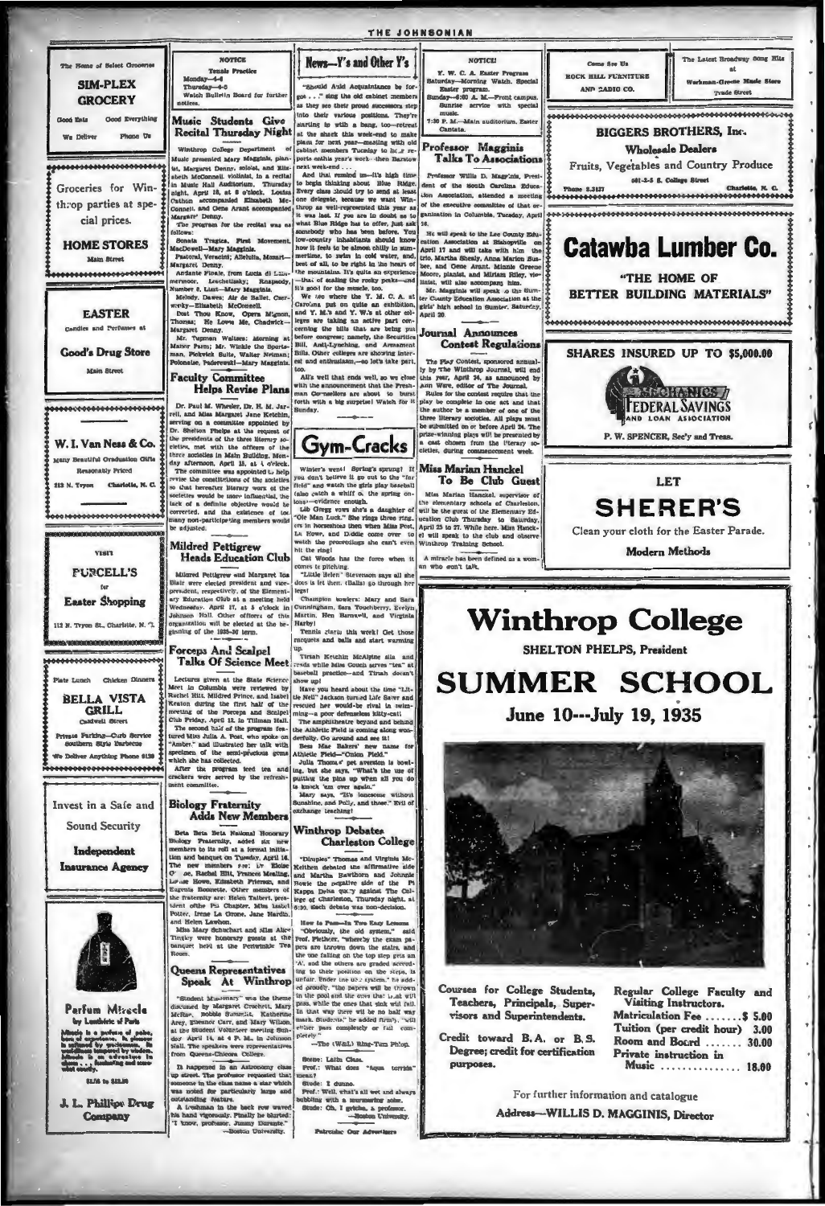## The Home of Select Groceries

## SIM-PLEX GROCERY

Good Eats — Good Everything

We Deliver — Phone Us

Groceries for Winthrop parties at special prices.

## HOME STORES

Main Street

## EASTER

Candies and Perfumes at

## Good's Drug Store

Main Street

## W. I. Van Ness & Co.

Many Beautiful Graduation Gifts

Reasonably Priced

213 N. Tryon — Charlotte, N. C.

VISIT

## PURCELL'S

for

## Easter Shopping

112 N. Tryon St., Charlotte, N. C.

Plate Lunch — Chicken Dinners

## BELLA VISTA GRILL

Caldwell Street

Private Parking—Curb Service

Southern Style Barbecue

We Deliver Anything Phone 9130

Invest in a Safe and Sound Security

## Independent Insurance Agency

## Parfum Miracle

by Lentheric of Paris

Miracle is a perfume of poise, born of experience. Its gracefulness is softened by youthfulness. Its worldliness tempered by wisdom. Miracle is an adventure in charm ... fascinating and some-what costly.

$1.10 to $12.50

## J. L. Phillips Drug Company

NOTICE

Tennis Practice

Monday—4-6

Thursday—4-6

Watch Bulletin Board for further notices.

## Music Students Give Recital Thursday Night

Winthrop College Department of Music presented Mary Magginis, pianist, Margaret Denny, soloist, and Elizabeth McConnell, violinist, in a recital in Music Hall Auditorium, Thursday night, April 18, at 8 o'clock. Louise Cathcart accompanied Elizabeth McConnell, and Gene Arant accompanied Margaret Denny.

The program for the recital was as follows:

Sonata Tragica, First Movement, MacDowell—Mary Magginis.

Pastoral, Veracini; Alleluia, Mozart—Margaret Denny.

Andante Finale, from Lucia di Lammermoor, Leschetisky; Rhapsody, Number 8, Liszt—Mary Magginis.

Melody, Dawes; Air de Ballet, Czerwonky—Elizabeth McConnell.

Dost Thou Know, Opera Mignon, Thomas; He Loves Me, Chadwick—Margaret Denny.

Mr. Tapman Waltzes; Morning at Mahler Farm; Mr. Winkle the Sportsman, Pickwick Suite, Walter Neiman; Polonaise, Paderewski—Mary Magginis.

## Faculty Committee Helps Revise Plans

Dr. Paul M. Wheeler, Dr. H. M. Jarrell, and Miss Margaret Jane Kerchin, serving on a committee appointed by Dr. Shelton Phelps at the request of the presidents of the three literary societies, met with the officers of the three societies in Main Building, Monday afternoon, April 15, at 4 o'clock.

The committee was appointed to help revise the constitutions of the societies so that hereafter literary work of the societies would be more influential, the lack of a definite objective would be corrected, and the existence of too many non-participating members would be adjusted.

## Mildred Pettigrew Heads Education Club

Mildred Pettigrew and Margaret Ida Blair were elected president and vice-president, respectively, of the Elementary Education Club at a meeting held Wednesday, April 17, at 5 o'clock in Johnson Hall. Other officers of this organization will be elected at the beginning of the 1935-36 term.

## Forceps And Scalpel Talks Of Science Meet

Lectures given at the State Science Meet in Columbia were reviewed by Rachel Hitt, Mildred Prince, and Isabel Keaton during the first half of the meeting of the Forceps and Scalpel Club Friday, April 12, in Tillman Hall.

The second half of the program featured Miss Julia A. Post, who spoke on "Amber," and illustrated her talk with specimen of the semi-precious gems which she has collected.

After the program iced tea and crackers were served by the refreshment committee.

## Biology Fraternity Adds New Members

Beta Beta Beta National Honorary Biology Fraternity, added six new members to its roll at a formal initiation and banquet on Tuesday, April 16. The new members are: Lir Eloise G...ne, Rachel Hitt, Frances Mealing, Lo...ise Howe, Elizabeth Frierson, and Eugenia Bonnette. Other members of the fraternity are: Helen Talbert, president of the Phi Chapter, Miss Isabel Potter, Irene La Grone, Jane Hardin, and Helen Lawhon.

Miss Mary Schuchart and Miss Alice Tinsley were honorary guests at the banquet held at the Periwinkle Tea Room.

## Queens Representatives Speak At Winthrop

"Student Missionary" was the theme discussed by Margaret Crochett, Mary McRae, Bobbie Summitt, Katherine Arey, Eleanor Carr, and Mary Wilson, at the Student Volunteer meeting Sunday April 14, at 4 P. M., in Johnson Hall. The speakers were representatives from Queens-Chicora College.

It happened in an Astronomy class up street. The professor requested that someone in the class name a star which was noted for particularly large and outstanding feature.

A freshman in the back row waved his hand vigorously. Finally he blurted: "I know, professor. Jimmy Durante."

—Boston University.

## News—Y's and Other Y's

"Should Auld Acquaintance be forgot . . ." sing the old cabinet members as they see their proud successors step into their various positions. They're starting to with a bang, too—retreat at the shack this week-end to make plans for next year—meeting with old cabinet members Tuesday to hear reports on this year's work—then Barstow next week-end . . .

And that remind us—it's high time to begin thinking about Blue Ridge. Every class should try to send at least one delegate, because we want Winthrop as well-represented this year as it was last. If you are in doubt as to what Blue Ridge has to offer, just ask somebody who has been before. You low-country inhabitants should know how it feels to be almost chilly in summertime, to swim in cold water, and, best of all, to be right in the heart of the mountains. It's quite an experience—that of scaling the rocky peaks—and it's good for the muscle, too.

We see where the Y. M. C. A. at Carolina put on quite an exhibition, and Y. M.'s and Y. W.'s at other colleges are taking an active part concerning the bills that are being put before congress; namely, the Securities Bill, Anti-Lynching, and Armament Bills. Other colleges are showing interest and enthusiasm,—so let's take part, too.

All's well that ends well, so we close with the announcement that the Freshman Counsellors are about to burst forth with a big surprise! Watch for it Sunday.

## Gym-Cracks

Winter's went! Spring's sprung! If you don't believe it go out to the "far field" and watch the girls play baseball (also catch a whiff of the spring onions—evidence enough.

Lib Gregg vows she's a daughter of "Ole Man Luck." She rings three ringers in horseshoes then when Miss Post, La Howe, and Diddie come over to watch the proceedings she can't even hit the ring!

Cat Woods has the force when it comes to pitching.

"Little Helen" Stevenson says all she does is let them (Balls) go through her legs!

Champion bowlers: Mary and Sara Cunningham, Sara Touchberry, Evelyn Martin, Hen Barnwell, and Virginia Harby!

Tennis starts this week! Get those racquets and balls and start warming up.

Tirzah Ketchin McAlpine sits and reads while Miss Couch serves "tea" at baseball practice—and Tirzah doesn't show up!

Have you heard about the time "Little Nell" Jackson turned Life Saver and rescued her would-be rival in swimming—a poor defenseless kitty-cat!

The amphitheatre beyond and behind the Athletic Field is coming along wonderfully. Go around and see it!

Bess Mae Bakers' new name for Athletic Field—"Onion Field."

Julia Thomas' pet aversion is bowling, but she says, "What's the use of putting the pins up when all you do is knock 'em over again."

Mary says, "It's lonesome without Sunshine, and Polly, and those." Evil of exchange teaching!

## Winthrop Debates Charleston College

"Dimples" Thomas and Virginia McKeithen debated the affirmative side and Martha Hawthorn and Johnnie Bowie the negative side of the Pi Kappa Delta query against The College of Charleston, Thursday night, at 6:30. Each debate was non-decision.

How to Pass—In Two Easy Lessons

"Obviously, the old system," said Prof. Pfeiffer, "whereby the exam papers are thrown down the stairs, and the one falling on the top step gets an 'A', and the others are graded according to their position on the steps, is unfair. Under the new system," he added proudly, "the papers will be thrown in the pool and the ones that float will pass, while the ones that sink will fail. In that way there will be no half way mark. Students," he added firmly, "will either pass completely or fail completely."

—The (Wall) Ring-Tum Phi.

Scene: Latin Class.

Prof.: What does "Aqua torrida" mean?

Stude: I dunno.

Prof.: Well, what's all wet and always bubbling with a murmuring noise.

Stude: Oh, I getcha, a professor.

—Boston University.

Patronize Our Advertisers

NOTICE!

Y. W. C. A. Easter Program

Saturday—Morning Watch. Special Easter program.

Sunday—6:00 A. M.—Front campus. Sunrise service with special music.

7:30 P. M.—Main auditorium. Easter Cantata.

## Professor Magginis Talks To Associations

Professor Willis D. Magginis, President of the South Carolina Education Association, attended a meeting of the executive committee of that organization in Columbia, Tuesday, April 16.

He will speak to the Lee County Education Association at Bishopville on April 17 and will take with him the trio, Martha Sheely, Anna Marion Busbee, and Gene Arant. Minnie Greene Moore, pianist, and Miriam Riley, violinist, will also accompany him.

Mr. Magginis will speak to the Sumter County Education Association at the girls' high school in Sumter, Saturday, April 20.

## Journal Announces Contest Regulations

The Play Contest, sponsored annually by The Winthrop Journal, will end this year, April 24, as announced by Ann Ware, editor of The Journal.

Rules for the contest require that the play be complete in one act and that the author be a member of one of the three literary societies. All plays must be submitted on or before April 24. The prize-winning plays will be presented by a cast chosen from the literary societies, during commencement week.

## Miss Marian Hanckel To Be Club Guest

Miss Marian Hanckel, supervisor of the elementary schools of Charleston, will be the guest of the Elementary Education Club Thursday to Saturday, April 25 to 27. While here, Miss Hanckel will speak to the club and observe Winthrop Training School.

A miracle has been defined as a woman who won't talk.

Come See Us at

ROCK HILL FURNITURE AND RADIO CO.

The Latest Broadway Song Hits at

Workman-Greene Music Store

Trade Street

## BIGGERS BROTHERS, Inc.

Wholesale Dealers

Fruits, Vegetables and Country Produce

Phone 3-2127 — 501-3-5 S. College Street — Charlotte, N. C.

# Catawba Lumber Co.

"THE HOME OF BETTER BUILDING MATERIALS"

## SHARES INSURED UP TO $5,000.00

MECHANICS FEDERAL SAVINGS AND LOAN ASSOCIATION

P. W. SPENCER, Sec'y and Treas.

LET

# SHERER'S

Clean your cloth for the Easter Parade.

Modern Methods

# Winthrop College

SHELTON PHELPS, President

# SUMMER SCHOOL

## June 10---July 19, 1935

Courses for College Students, Teachers, Principals, Supervisors and Superintendents.

Credit toward B.A. or B.S. Degree; credit for certification purposes.

Regular College Faculty and Visiting Instructors.

| | |
|---|---|
| Matriculation Fee | $ 5.00 |
| Tuition (per credit hour) | 3.00 |
| Room and Board | 30.00 |
| Private instruction in Music | 18.00 |

For further information and catalogue

Address—WILLIS D. MAGGINIS, Director